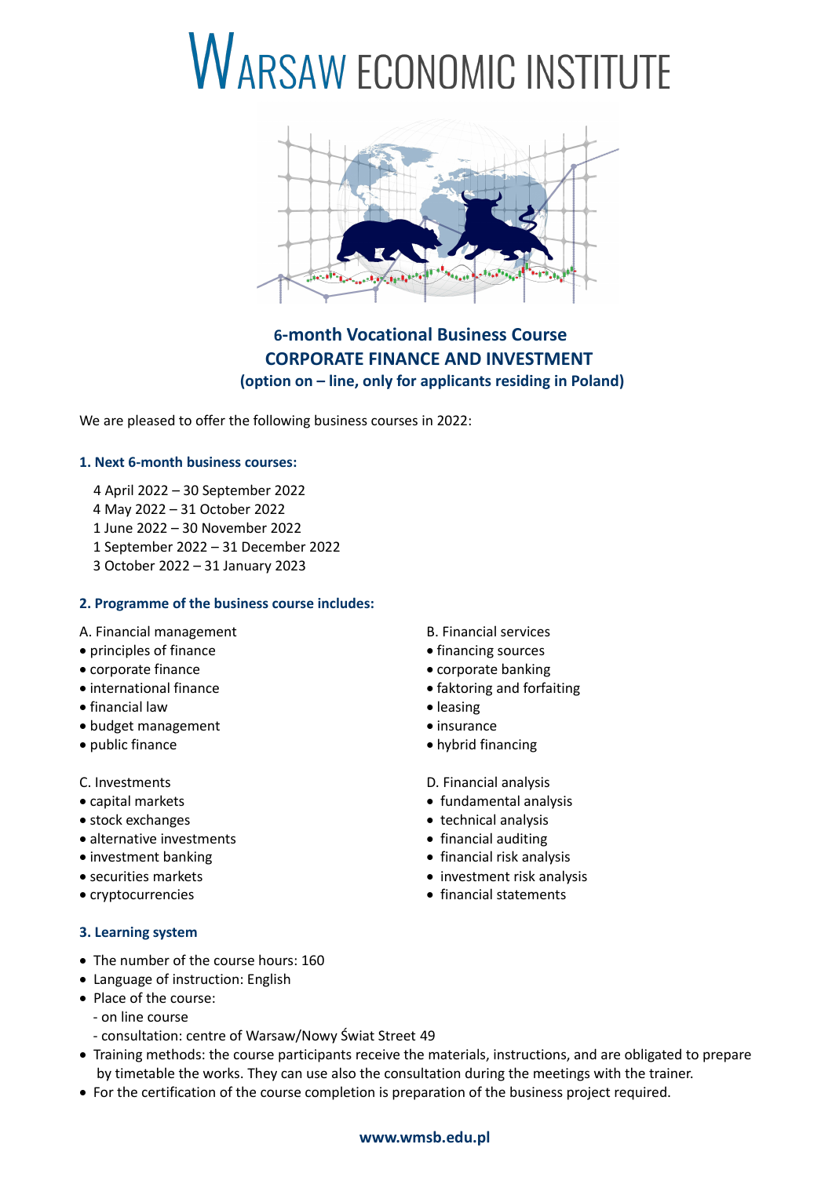# WARSAW ECONOMIC INSTITUTE

**6-month Vocational Business Course**
**CORPORATE FINANCE AND INVESTMENT**
**(option on – line, only for applicants residing in Poland)**

We are pleased to offer the following business courses in 2022:

### 1. Next 6-month business courses:

4 April 2022 – 30 September 2022
4 May 2022 – 31 October 2022
1 June 2022 – 30 November 2022
1 September 2022 – 31 December 2022
3 October 2022 – 31 January 2023

### 2. Programme of the business course includes:

A. Financial management
- principles of finance
- corporate finance
- international finance
- financial law
- budget management
- public finance

B. Financial services
- financing sources
- corporate banking
- faktoring and forfaiting
- leasing
- insurance
- hybrid financing

C. Investments
- capital markets
- stock exchanges
- alternative investments
- investment banking
- securities markets
- cryptocurrencies

D. Financial analysis
- fundamental analysis
- technical analysis
- financial auditing
- financial risk analysis
- investment risk analysis
- financial statements

### 3. Learning system

- The number of the course hours: 160
- Language of instruction: English
- Place of the course:
  - on line course
  - consultation: centre of Warsaw/Nowy Świat Street 49
- Training methods: the course participants receive the materials, instructions, and are obligated to prepare by timetable the works. They can use also the consultation during the meetings with the trainer.
- For the certification of the course completion is preparation of the business project required.

**www.wmsb.edu.pl**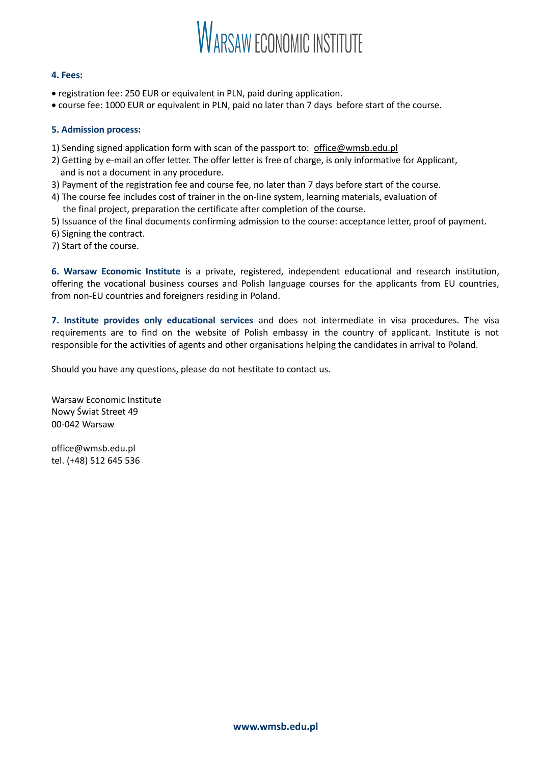### 4. Fees:

- registration fee: 250 EUR or equivalent in PLN, paid during application.
- course fee: 1000 EUR or equivalent in PLN, paid no later than 7 days before start of the course.

### 5. Admission process:

1) Sending signed application form with scan of the passport to: office@wmsb.edu.pl
2) Getting by e-mail an offer letter. The offer letter is free of charge, is only informative for Applicant, and is not a document in any procedure.
3) Payment of the registration fee and course fee, no later than 7 days before start of the course.
4) The course fee includes cost of trainer in the on-line system, learning materials, evaluation of the final project, preparation the certificate after completion of the course.
5) Issuance of the final documents confirming admission to the course: acceptance letter, proof of payment.
6) Signing the contract.
7) Start of the course.

**6. Warsaw Economic Institute** is a private, registered, independent educational and research institution, offering the vocational business courses and Polish language courses for the applicants from EU countries, from non-EU countries and foreigners residing in Poland.

**7. Institute provides only educational services** and does not intermediate in visa procedures. The visa requirements are to find on the website of Polish embassy in the country of applicant. Institute is not responsible for the activities of agents and other organisations helping the candidates in arrival to Poland.

Should you have any questions, please do not hestitate to contact us.

Warsaw Economic Institute
Nowy Świat Street 49
00-042 Warsaw

office@wmsb.edu.pl
tel. (+48) 512 645 536

**www.wmsb.edu.pl**